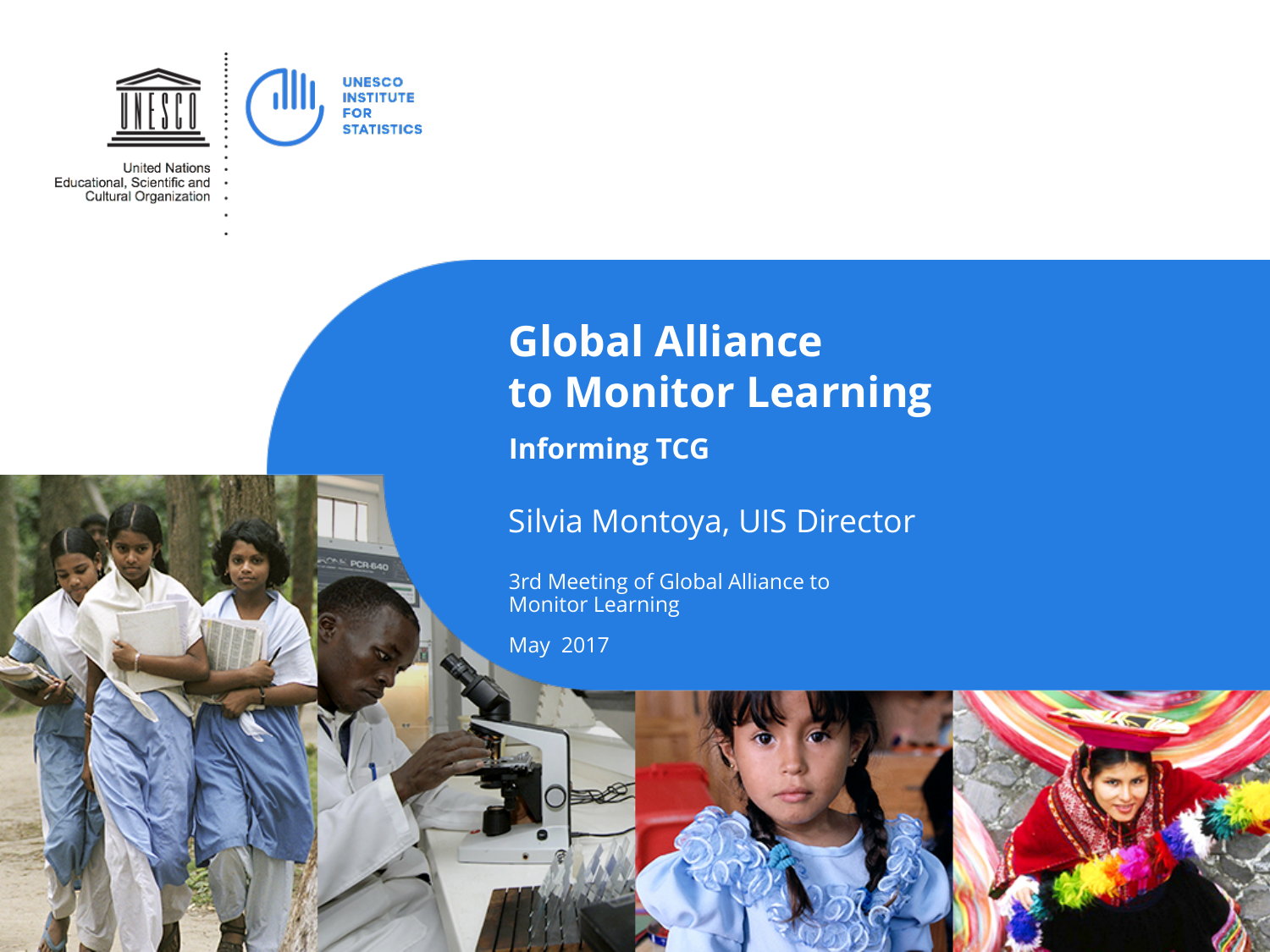UNESCO

United Nations Educational, Scientific and Cultural Organization

UNESCO INSTITUTE FOR STATISTICS

# Global Alliance to Monitor Learning

## Informing TCG

Silvia Montoya, UIS Director

3rd Meeting of Global Alliance to Monitor Learning

May 2017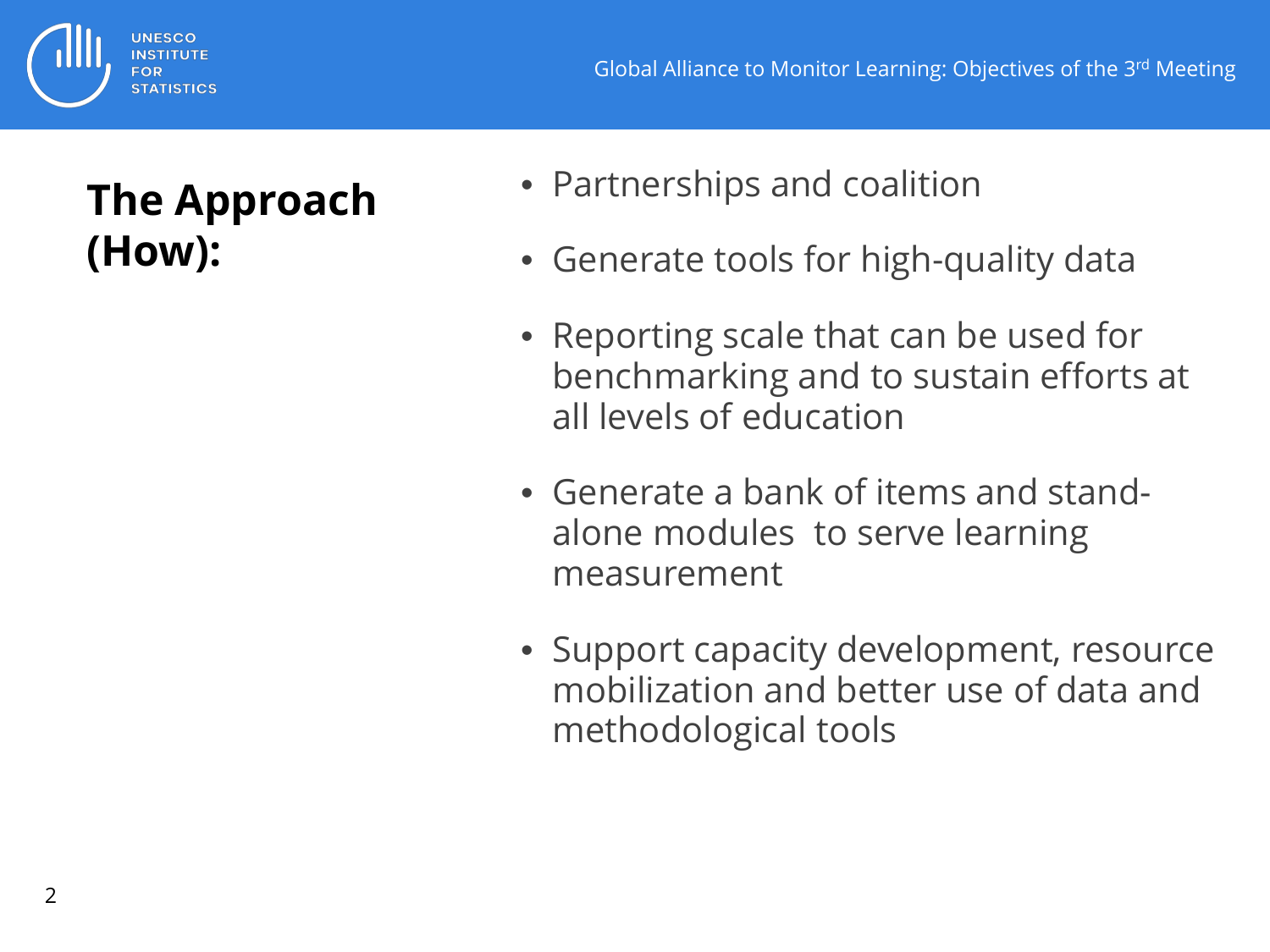## The Approach (How):

- Partnerships and coalition
- Generate tools for high-quality data
- Reporting scale that can be used for benchmarking and to sustain efforts at all levels of education
- Generate a bank of items and stand-alone modules to serve learning measurement
- Support capacity development, resource mobilization and better use of data and methodological tools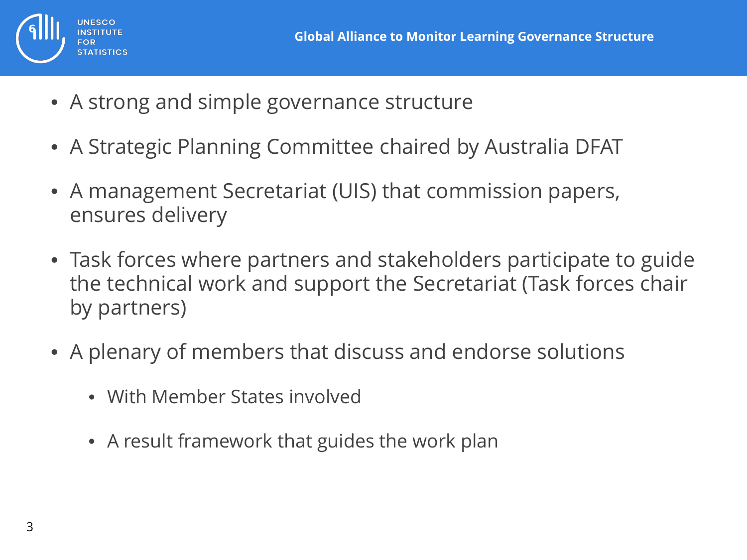# Global Alliance to Monitor Learning Governance Structure

- A strong and simple governance structure
- A Strategic Planning Committee chaired by Australia DFAT
- A management Secretariat (UIS) that commission papers, ensures delivery
- Task forces where partners and stakeholders participate to guide the technical work and support the Secretariat (Task forces chair by partners)
- A plenary of members that discuss and endorse solutions
  - With Member States involved
  - A result framework that guides the work plan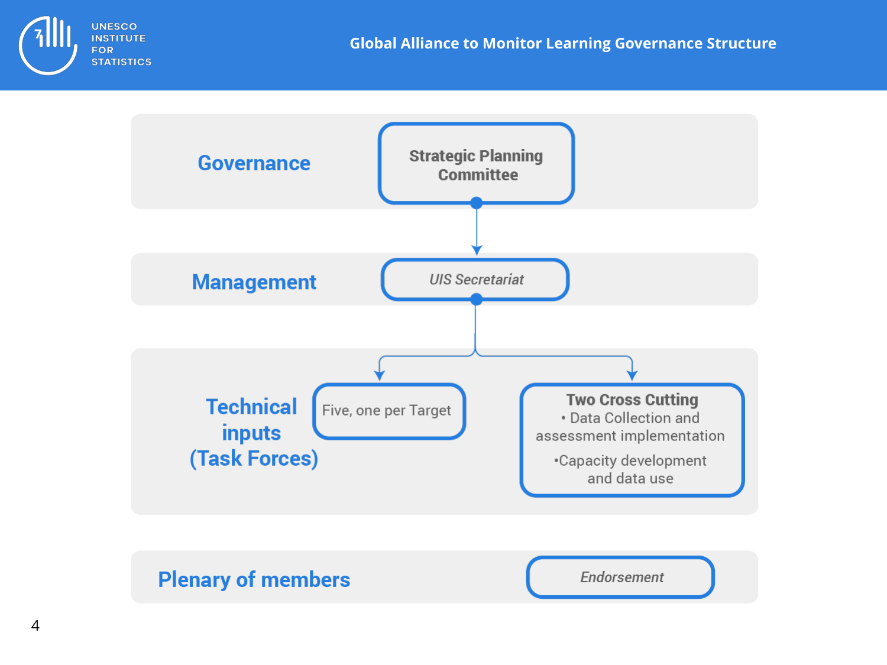# Global Alliance to Monitor Learning Governance Structure

## Governance

**Strategic Planning Committee**

## Management

*UIS Secretariat*

## Technical inputs (Task Forces)

Five, one per Target

**Two Cross Cutting**

- Data Collection and assessment implementation
- Capacity development and data use

## Plenary of members

*Endorsement*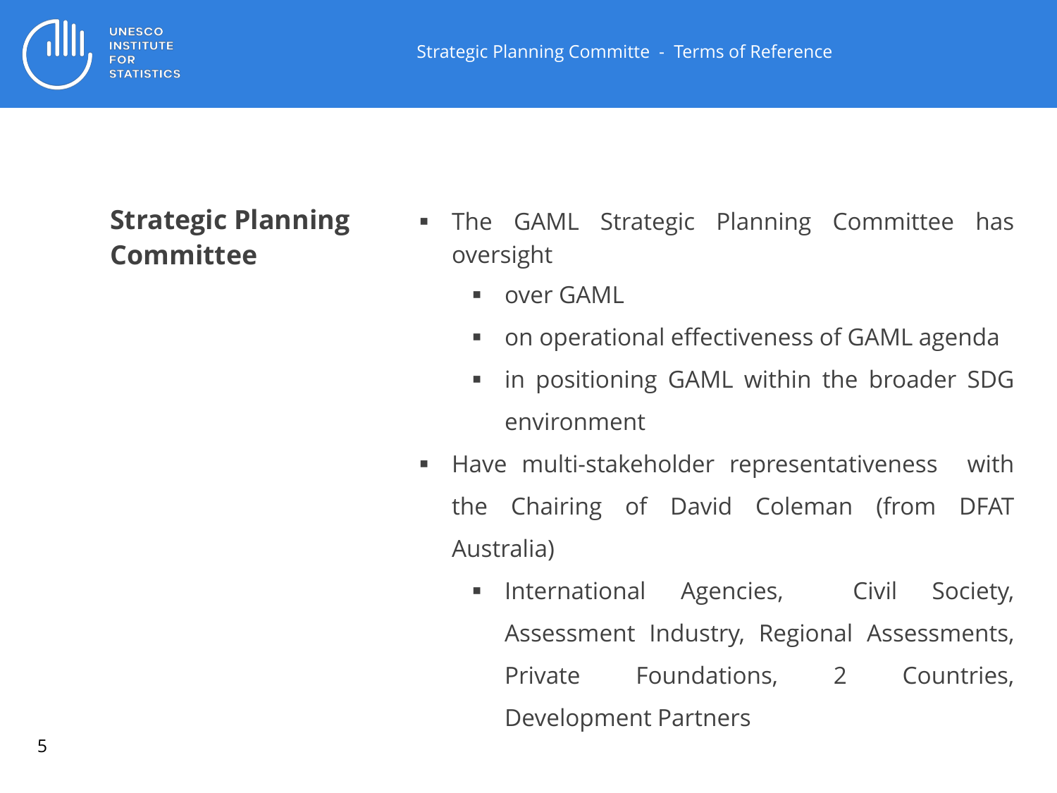## Strategic Planning Committee

- The GAML Strategic Planning Committee has oversight
  - over GAML
  - on operational effectiveness of GAML agenda
  - in positioning GAML within the broader SDG environment
- Have multi-stakeholder representativeness with the Chairing of David Coleman (from DFAT Australia)
  - International Agencies, Civil Society, Assessment Industry, Regional Assessments, Private Foundations, 2 Countries, Development Partners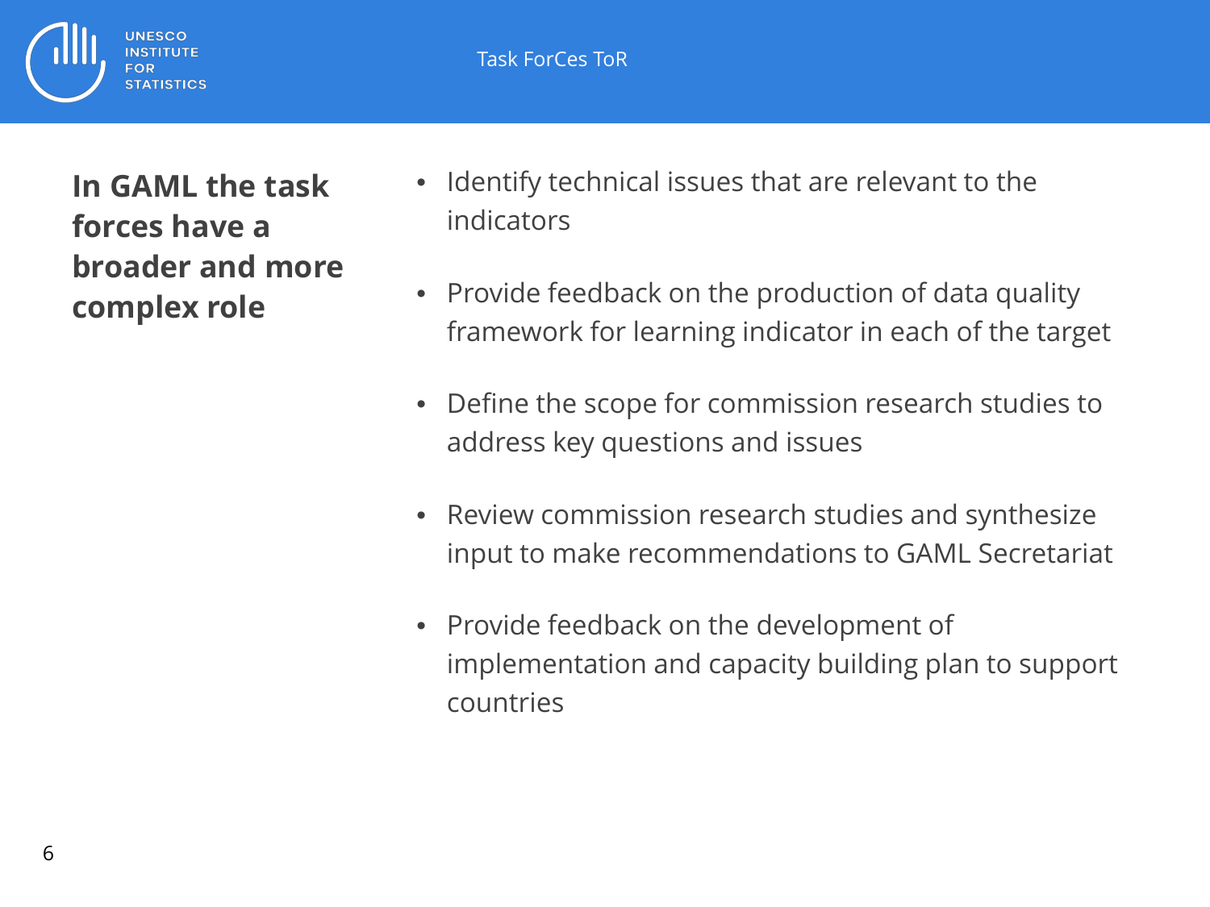Task ForCes ToR

**In GAML the task forces have a broader and more complex role**

- Identify technical issues that are relevant to the indicators
- Provide feedback on the production of data quality framework for learning indicator in each of the target
- Define the scope for commission research studies to address key questions and issues
- Review commission research studies and synthesize input to make recommendations to GAML Secretariat
- Provide feedback on the development of implementation and capacity building plan to support countries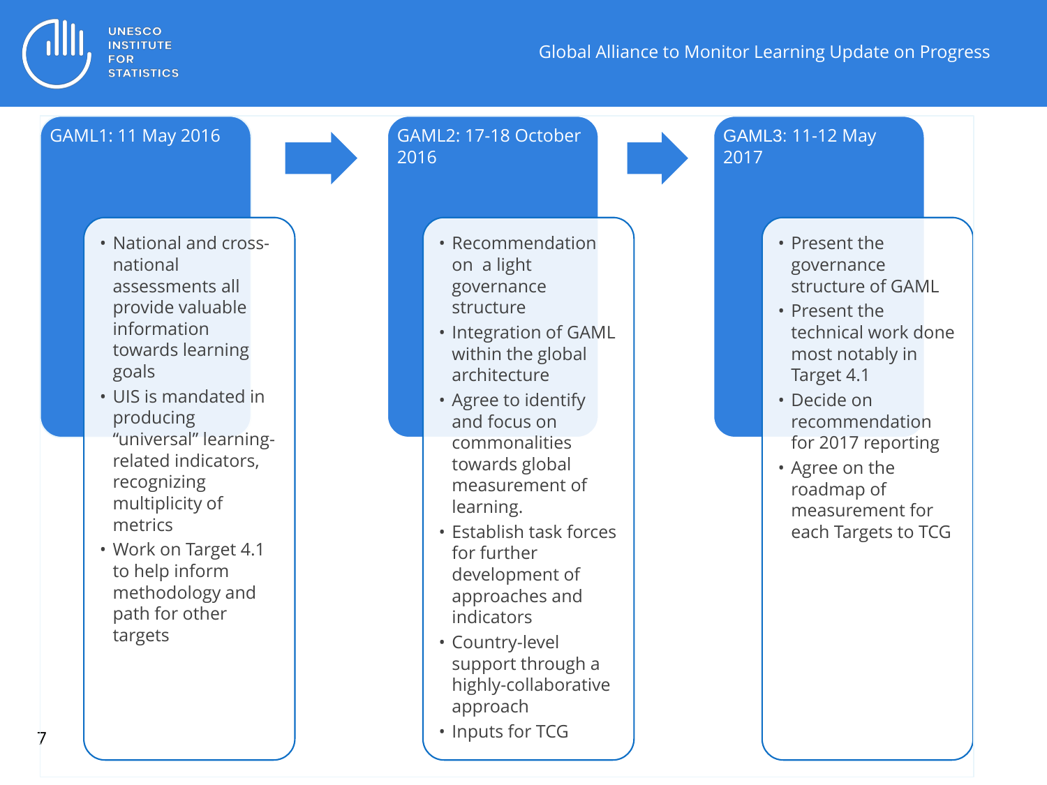Global Alliance to Monitor Learning Update on Progress

## GAML1: 11 May 2016

- National and cross-national assessments all provide valuable information towards learning goals
- UIS is mandated in producing "universal" learning-related indicators, recognizing multiplicity of metrics
- Work on Target 4.1 to help inform methodology and path for other targets

## GAML2: 17-18 October 2016

- Recommendation on a light governance structure
- Integration of GAML within the global architecture
- Agree to identify and focus on commonalities towards global measurement of learning.
- Establish task forces for further development of approaches and indicators
- Country-level support through a highly-collaborative approach
- Inputs for TCG

## GAML3: 11-12 May 2017

- Present the governance structure of GAML
- Present the technical work done most notably in Target 4.1
- Decide on recommendation for 2017 reporting
- Agree on the roadmap of measurement for each Targets to TCG